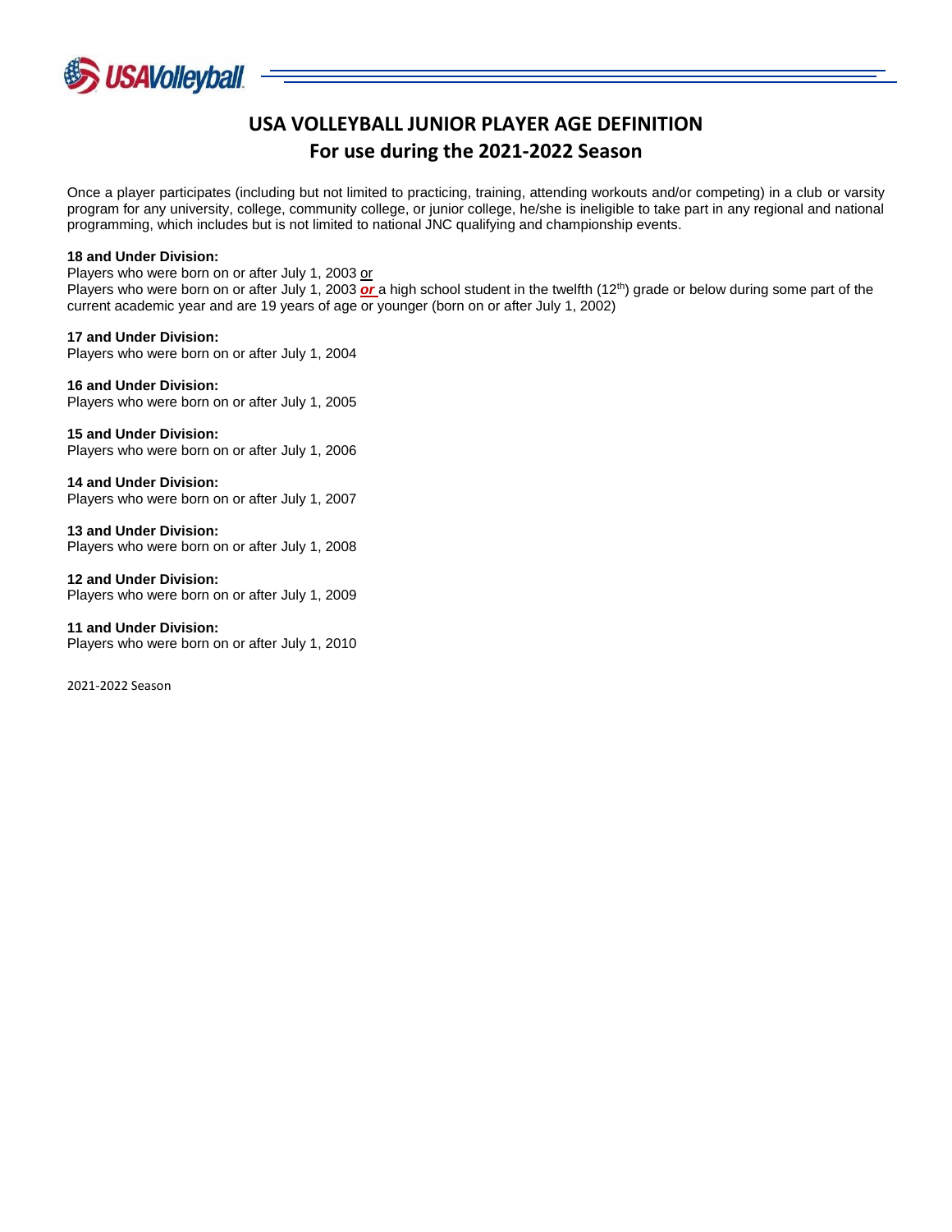# USA VOLLEYBALL JUNIOR PLAYER AGE DEFINITION

## For use during the 2021-2022 Season

Once a player participates (including but not limited to practicing, training, attending workouts and/or competing) in a club or varsity program for any university, college, community college, or junior college, he/she is ineligible to take part in any regional and national programming, which includes but is not limited to national JNC qualifying and championship events.

**18 and Under Division:**
Players who were born on or after July 1, 2003 or
Players who were born on or after July 1, 2003 ***or*** a high school student in the twelfth (12th) grade or below during some part of the current academic year and are 19 years of age or younger (born on or after July 1, 2002)

**17 and Under Division:**
Players who were born on or after July 1, 2004

**16 and Under Division:**
Players who were born on or after July 1, 2005

**15 and Under Division:**
Players who were born on or after July 1, 2006

**14 and Under Division:**
Players who were born on or after July 1, 2007

**13 and Under Division:**
Players who were born on or after July 1, 2008

**12 and Under Division:**
Players who were born on or after July 1, 2009

**11 and Under Division:**
Players who were born on or after July 1, 2010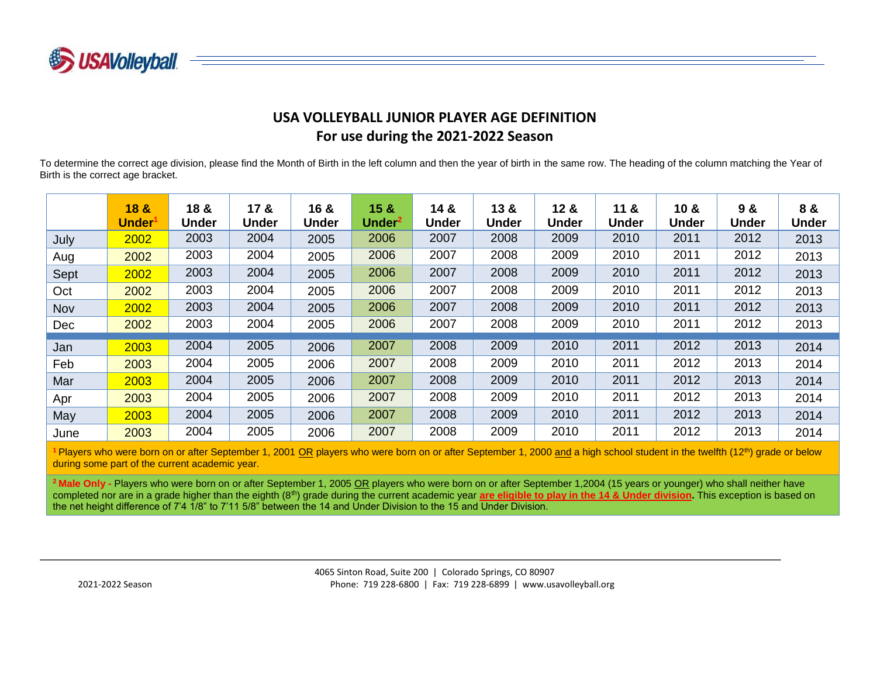## USA VOLLEYBALL JUNIOR PLAYER AGE DEFINITION
## For use during the 2021-2022 Season

To determine the correct age division, please find the Month of Birth in the left column and then the year of birth in the same row. The heading of the column matching the Year of Birth is the correct age bracket.

| | 18 & Under[1] | 18 & Under | 17 & Under | 16 & Under | 15 & Under[2] | 14 & Under | 13 & Under | 12 & Under | 11 & Under | 10 & Under | 9 & Under | 8 & Under |
|---|---|---|---|---|---|---|---|---|---|---|---|---|
| July | 2002 | 2003 | 2004 | 2005 | 2006 | 2007 | 2008 | 2009 | 2010 | 2011 | 2012 | 2013 |
| Aug | 2002 | 2003 | 2004 | 2005 | 2006 | 2007 | 2008 | 2009 | 2010 | 2011 | 2012 | 2013 |
| Sept | 2002 | 2003 | 2004 | 2005 | 2006 | 2007 | 2008 | 2009 | 2010 | 2011 | 2012 | 2013 |
| Oct | 2002 | 2003 | 2004 | 2005 | 2006 | 2007 | 2008 | 2009 | 2010 | 2011 | 2012 | 2013 |
| Nov | 2002 | 2003 | 2004 | 2005 | 2006 | 2007 | 2008 | 2009 | 2010 | 2011 | 2012 | 2013 |
| Dec | 2002 | 2003 | 2004 | 2005 | 2006 | 2007 | 2008 | 2009 | 2010 | 2011 | 2012 | 2013 |
| Jan | 2003 | 2004 | 2005 | 2006 | 2007 | 2008 | 2009 | 2010 | 2011 | 2012 | 2013 | 2014 |
| Feb | 2003 | 2004 | 2005 | 2006 | 2007 | 2008 | 2009 | 2010 | 2011 | 2012 | 2013 | 2014 |
| Mar | 2003 | 2004 | 2005 | 2006 | 2007 | 2008 | 2009 | 2010 | 2011 | 2012 | 2013 | 2014 |
| Apr | 2003 | 2004 | 2005 | 2006 | 2007 | 2008 | 2009 | 2010 | 2011 | 2012 | 2013 | 2014 |
| May | 2003 | 2004 | 2005 | 2006 | 2007 | 2008 | 2009 | 2010 | 2011 | 2012 | 2013 | 2014 |
| June | 2003 | 2004 | 2005 | 2006 | 2007 | 2008 | 2009 | 2010 | 2011 | 2012 | 2013 | 2014 |

[1] Players who were born on or after September 1, 2001 OR players who were born on or after September 1, 2000 and a high school student in the twelfth (12th) grade or below during some part of the current academic year.

[2] **Male Only -** Players who were born on or after September 1, 2005 OR players who were born on or after September 1,2004 (15 years or younger) who shall neither have completed nor are in a grade higher than the eighth (8th) grade during the current academic year **are eligible to play in the 14 & Under division.** This exception is based on the net height difference of 7'4 1/8" to 7'11 5/8" between the 14 and Under Division to the 15 and Under Division.

4065 Sinton Road, Suite 200 | Colorado Springs, CO 80907
Phone: 719 228-6800 | Fax: 719 228-6899 | www.usavolleyball.org